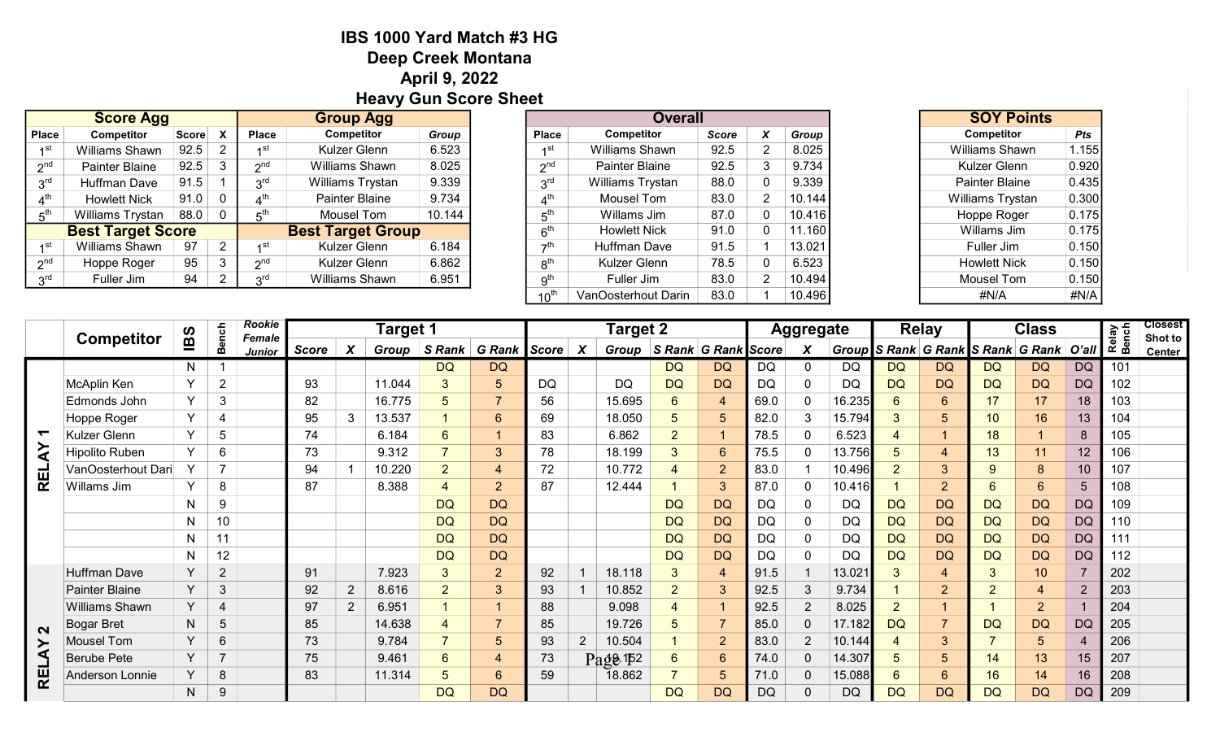# IBS 1000 Yard Match #3 HG
## Deep Creek Montana
## April 9, 2022
## Heavy Gun Score Sheet

**Score Agg**

| Place | Competitor | Score | X |
|---|---|---|---|
| 1st | Williams Shawn | 92.5 | 2 |
| 2nd | Painter Blaine | 92.5 | 3 |
| 3rd | Huffman Dave | 91.5 | 1 |
| 4th | Howlett Nick | 91.0 | 0 |
| 5th | Williams Trystan | 88.0 | 0 |

**Best Target Score**

| Place | Competitor | Score | X |
|---|---|---|---|
| 1st | Williams Shawn | 97 | 2 |
| 2nd | Hoppe Roger | 95 | 3 |
| 3rd | Fuller Jim | 94 | 2 |

**Group Agg**

| Place | Competitor | Group |
|---|---|---|
| 1st | Kulzer Glenn | 6.523 |
| 2nd | Williams Shawn | 8.025 |
| 3rd | Williams Trystan | 9.339 |
| 4th | Painter Blaine | 9.734 |
| 5th | Mousel Tom | 10.144 |

**Best Target Group**

| Place | Competitor | Group |
|---|---|---|
| 1st | Kulzer Glenn | 6.184 |
| 2nd | Kulzer Glenn | 6.862 |
| 3rd | Williams Shawn | 6.951 |

**Overall**

| Place | Competitor | Score | X | Group |
|---|---|---|---|---|
| 1st | Williams Shawn | 92.5 | 2 | 8.025 |
| 2nd | Painter Blaine | 92.5 | 3 | 9.734 |
| 3rd | Williams Trystan | 88.0 | 0 | 9.339 |
| 4th | Mousel Tom | 83.0 | 2 | 10.144 |
| 5th | Willams Jim | 87.0 | 0 | 10.416 |
| 6th | Howlett Nick | 91.0 | 0 | 11.160 |
| 7th | Huffman Dave | 91.5 | 1 | 13.021 |
| 8th | Kulzer Glenn | 78.5 | 0 | 6.523 |
| 9th | Fuller Jim | 83.0 | 2 | 10.494 |
| 10th | VanOosterhout Darin | 83.0 | 1 | 10.496 |

**SOY Points**

| Competitor | Pts |
|---|---|
| Williams Shawn | 1.155 |
| Kulzer Glenn | 0.920 |
| Painter Blaine | 0.435 |
| Williams Trystan | 0.300 |
| Hoppe Roger | 0.175 |
| Willams Jim | 0.175 |
| Fuller Jim | 0.150 |
| Howlett Nick | 0.150 |
| Mousel Tom | 0.150 |
| #N/A | #N/A |

| | Competitor | IBS | Bench | Rookie Female Junior | Target 1 | | | | | Target 2 | | | | | Aggregate | | | Relay | | Class | | | Relay Bench | Closest Shot to Center |
|---|---|---|---|---|---|---|---|---|---|---|---|---|---|---|---|---|---|---|---|---|---|---|---|---|
| | | | | | Score | X | Group | S Rank | G Rank | Score | X | Group | S Rank | G Rank | Score | X | Group | S Rank | G Rank | S Rank | G Rank | O'all | | |
| RELAY 1 | | N | 1 | | | | | DQ | DQ | | | | DQ | DQ | DQ | 0 | DQ | DQ | DQ | DQ | DQ | DQ | 101 | |
| | McAplin Ken | Y | 2 | | 93 | | 11.044 | 3 | 5 | DQ | | DQ | DQ | DQ | DQ | 0 | DQ | DQ | DQ | DQ | DQ | DQ | 102 | |
| | Edmonds John | Y | 3 | | 82 | | 16.775 | 5 | 7 | 56 | | 15.695 | 6 | 4 | 69.0 | 0 | 16.235 | 6 | 6 | 17 | 17 | 18 | 103 | |
| | Hoppe Roger | Y | 4 | | 95 | 3 | 13.537 | 1 | 6 | 69 | | 18.050 | 5 | 5 | 82.0 | 3 | 15.794 | 3 | 5 | 10 | 16 | 13 | 104 | |
| | Kulzer Glenn | Y | 5 | | 74 | | 6.184 | 6 | 1 | 83 | | 6.862 | 2 | 1 | 78.5 | 0 | 6.523 | 4 | 1 | 18 | 1 | 8 | 105 | |
| | Hipolito Ruben | Y | 6 | | 73 | | 9.312 | 7 | 3 | 78 | | 18.199 | 3 | 6 | 75.5 | 0 | 13.756 | 5 | 4 | 13 | 11 | 12 | 106 | |
| | VanOosterhout Dari | Y | 7 | | 94 | 1 | 10.220 | 2 | 4 | 72 | | 10.772 | 4 | 2 | 83.0 | 1 | 10.496 | 2 | 3 | 9 | 8 | 10 | 107 | |
| | Willams Jim | Y | 8 | | 87 | | 8.388 | 4 | 2 | 87 | | 12.444 | 1 | 3 | 87.0 | 0 | 10.416 | 1 | 2 | 6 | 6 | 5 | 108 | |
| | | N | 9 | | | | | DQ | DQ | | | | DQ | DQ | DQ | 0 | DQ | DQ | DQ | DQ | DQ | DQ | 109 | |
| | | N | 10 | | | | | DQ | DQ | | | | DQ | DQ | DQ | 0 | DQ | DQ | DQ | DQ | DQ | DQ | 110 | |
| | | N | 11 | | | | | DQ | DQ | | | | DQ | DQ | DQ | 0 | DQ | DQ | DQ | DQ | DQ | DQ | 111 | |
| | | N | 12 | | | | | DQ | DQ | | | | DQ | DQ | DQ | 0 | DQ | DQ | DQ | DQ | DQ | DQ | 112 | |
| RELAY 2 | Huffman Dave | Y | 2 | | 91 | | 7.923 | 3 | 2 | 92 | 1 | 18.118 | 3 | 4 | 91.5 | 1 | 13.021 | 3 | 4 | 3 | 10 | 7 | 202 | |
| | Painter Blaine | Y | 3 | | 92 | 2 | 8.616 | 2 | 3 | 93 | 1 | 10.852 | 2 | 3 | 92.5 | 3 | 9.734 | 1 | 2 | 2 | 4 | 2 | 203 | |
| | Williams Shawn | Y | 4 | | 97 | 2 | 6.951 | 1 | 1 | 88 | | 9.098 | 4 | 1 | 92.5 | 2 | 8.025 | 2 | 1 | 1 | 2 | 1 | 204 | |
| | Bogar Bret | N | 5 | | 85 | | 14.638 | 4 | 7 | 85 | | 19.726 | 5 | 7 | 85.0 | 0 | 17.182 | DQ | 7 | DQ | DQ | DQ | 205 | |
| | Mousel Tom | Y | 6 | | 73 | | 9.784 | 7 | 5 | 93 | 2 | 10.504 | 1 | 2 | 83.0 | 2 | 10.144 | 4 | 3 | 7 | 5 | 4 | 206 | |
| | Berube Pete | Y | 7 | | 75 | | 9.461 | 6 | 4 | 73 | | 19.152 | 6 | 6 | 74.0 | 0 | 14.307 | 5 | 5 | 14 | 13 | 15 | 207 | |
| | Anderson Lonnie | Y | 8 | | 83 | | 11.314 | 5 | 6 | 59 | | 18.862 | 7 | 5 | 71.0 | 0 | 15.088 | 6 | 6 | 16 | 14 | 16 | 208 | |
| | | N | 9 | | | | | DQ | DQ | | | | DQ | DQ | DQ | 0 | DQ | DQ | DQ | DQ | DQ | DQ | 209 | |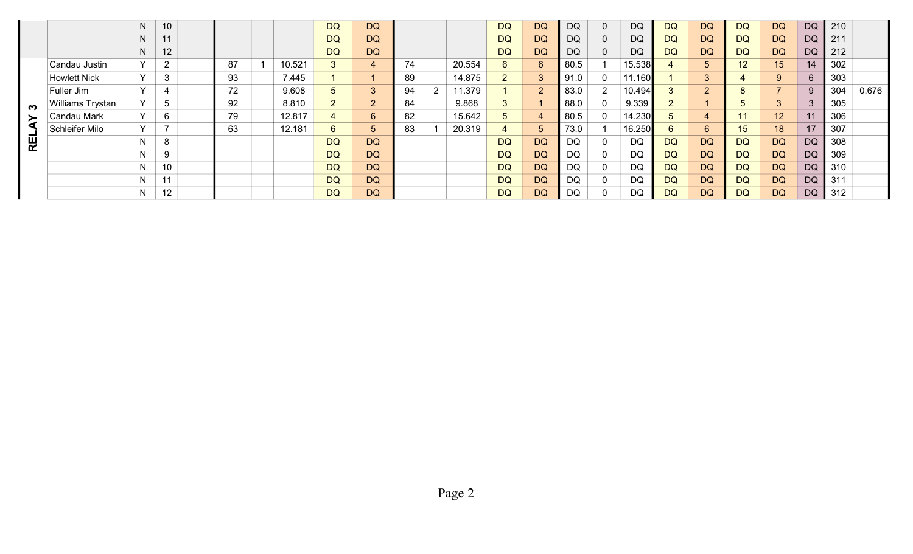| | | | | | | | | | | | | | | | | | | | | | | | | |
|---|---|---|---|---|---|---|---|---|---|---|---|---|---|---|---|---|---|---|---|---|---|---|---|---|
| | | N | 10 | | | | | DQ | DQ | | | | DQ | DQ | DQ | 0 | DQ | DQ | DQ | DQ | DQ | DQ | 210 | |
| | | N | 11 | | | | | DQ | DQ | | | | DQ | DQ | DQ | 0 | DQ | DQ | DQ | DQ | DQ | DQ | 211 | |
| | | N | 12 | | | | | DQ | DQ | | | | DQ | DQ | DQ | 0 | DQ | DQ | DQ | DQ | DQ | DQ | 212 | |
| RELAY 3 | Candau Justin | Y | 2 | | 87 | 1 | 10.521 | 3 | 4 | 74 | | 20.554 | 6 | 6 | 80.5 | 1 | 15.538 | 4 | 5 | 12 | 15 | 14 | 302 | |
| | Howlett Nick | Y | 3 | | 93 | | 7.445 | 1 | 1 | 89 | | 14.875 | 2 | 3 | 91.0 | 0 | 11.160 | 1 | 3 | 4 | 9 | 6 | 303 | |
| | Fuller Jim | Y | 4 | | 72 | | 9.608 | 5 | 3 | 94 | 2 | 11.379 | 1 | 2 | 83.0 | 2 | 10.494 | 3 | 2 | 8 | 7 | 9 | 304 | 0.676 |
| | Williams Trystan | Y | 5 | | 92 | | 8.810 | 2 | 2 | 84 | | 9.868 | 3 | 1 | 88.0 | 0 | 9.339 | 2 | 1 | 5 | 3 | 3 | 305 | |
| | Candau Mark | Y | 6 | | 79 | | 12.817 | 4 | 6 | 82 | | 15.642 | 5 | 4 | 80.5 | 0 | 14.230 | 5 | 4 | 11 | 12 | 11 | 306 | |
| | Schleifer Milo | Y | 7 | | 63 | | 12.181 | 6 | 5 | 83 | 1 | 20.319 | 4 | 5 | 73.0 | 1 | 16.250 | 6 | 6 | 15 | 18 | 17 | 307 | |
| | | N | 8 | | | | | DQ | DQ | | | | DQ | DQ | DQ | 0 | DQ | DQ | DQ | DQ | DQ | DQ | 308 | |
| | | N | 9 | | | | | DQ | DQ | | | | DQ | DQ | DQ | 0 | DQ | DQ | DQ | DQ | DQ | DQ | 309 | |
| | | N | 10 | | | | | DQ | DQ | | | | DQ | DQ | DQ | 0 | DQ | DQ | DQ | DQ | DQ | DQ | 310 | |
| | | N | 11 | | | | | DQ | DQ | | | | DQ | DQ | DQ | 0 | DQ | DQ | DQ | DQ | DQ | DQ | 311 | |
| | | N | 12 | | | | | DQ | DQ | | | | DQ | DQ | DQ | 0 | DQ | DQ | DQ | DQ | DQ | DQ | 312 | |